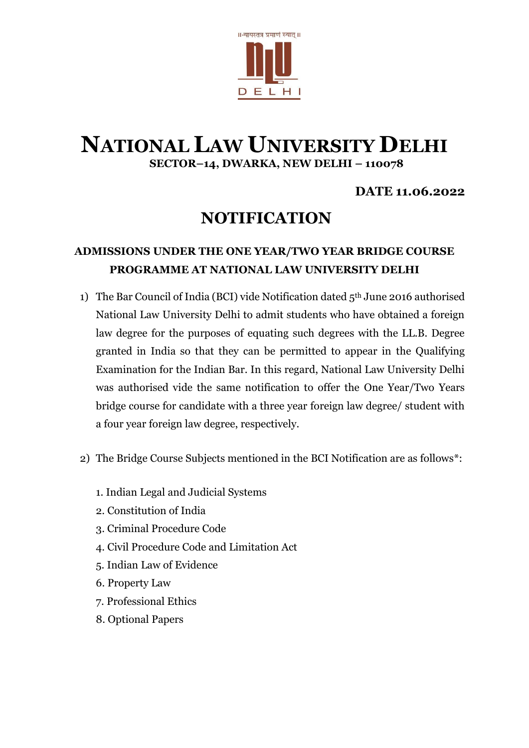॥न्यायस्तत्र प्रमाणं स्यात्॥

# NATIONAL LAW UNIVERSITY DELHI

**SECTOR–14, DWARKA, NEW DELHI – 110078**

**DATE 11.06.2022**

## NOTIFICATION

### ADMISSIONS UNDER THE ONE YEAR/TWO YEAR BRIDGE COURSE PROGRAMME AT NATIONAL LAW UNIVERSITY DELHI

1) The Bar Council of India (BCI) vide Notification dated 5th June 2016 authorised National Law University Delhi to admit students who have obtained a foreign law degree for the purposes of equating such degrees with the LL.B. Degree granted in India so that they can be permitted to appear in the Qualifying Examination for the Indian Bar. In this regard, National Law University Delhi was authorised vide the same notification to offer the One Year/Two Years bridge course for candidate with a three year foreign law degree/ student with a four year foreign law degree, respectively.

2) The Bridge Course Subjects mentioned in the BCI Notification are as follows*:

   1. Indian Legal and Judicial Systems
   2. Constitution of India
   3. Criminal Procedure Code
   4. Civil Procedure Code and Limitation Act
   5. Indian Law of Evidence
   6. Property Law
   7. Professional Ethics
   8. Optional Papers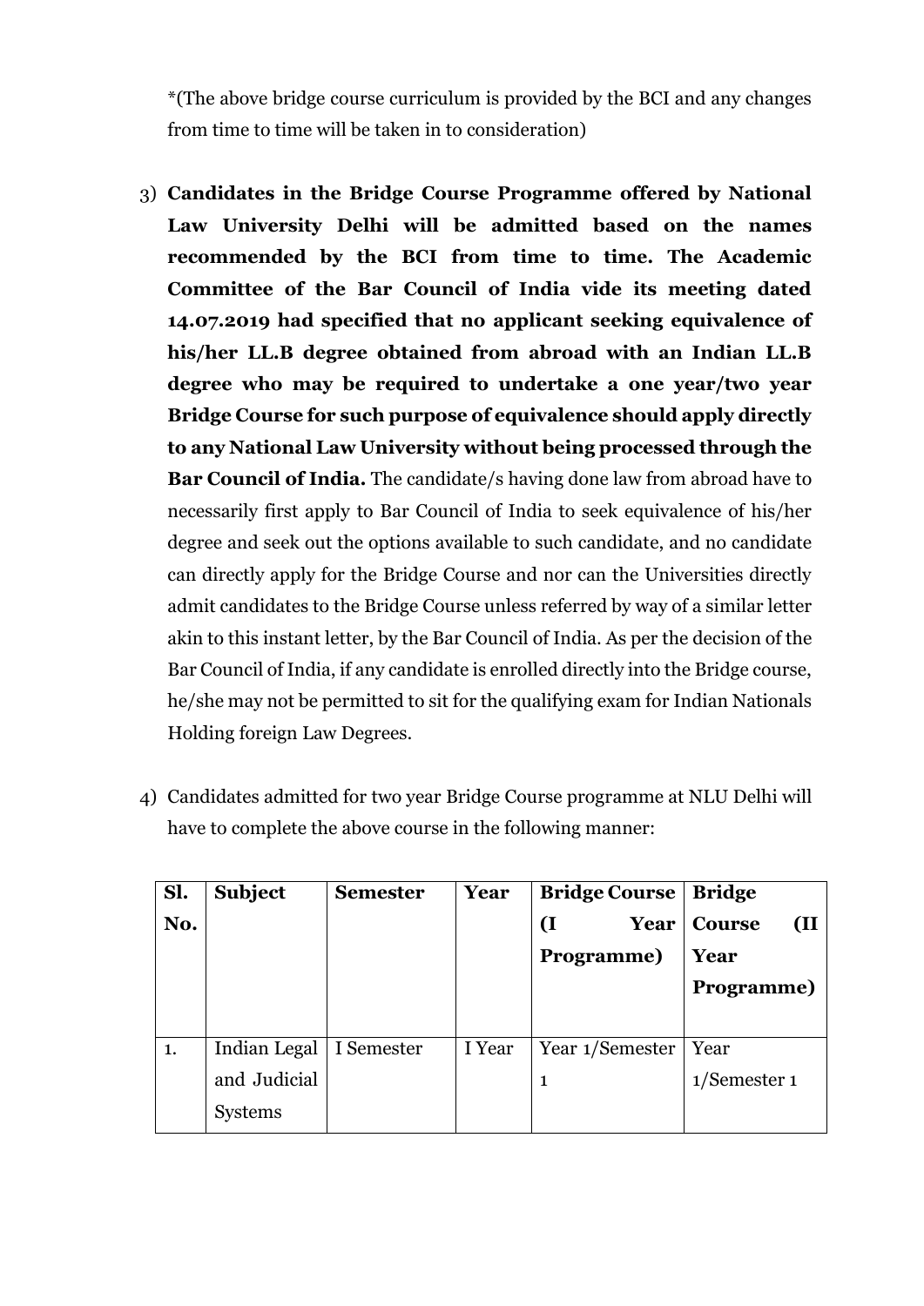*(The above bridge course curriculum is provided by the BCI and any changes from time to time will be taken in to consideration)

3) **Candidates in the Bridge Course Programme offered by National Law University Delhi will be admitted based on the names recommended by the BCI from time to time. The Academic Committee of the Bar Council of India vide its meeting dated 14.07.2019 had specified that no applicant seeking equivalence of his/her LL.B degree obtained from abroad with an Indian LL.B degree who may be required to undertake a one year/two year Bridge Course for such purpose of equivalence should apply directly to any National Law University without being processed through the Bar Council of India.** The candidate/s having done law from abroad have to necessarily first apply to Bar Council of India to seek equivalence of his/her degree and seek out the options available to such candidate, and no candidate can directly apply for the Bridge Course and nor can the Universities directly admit candidates to the Bridge Course unless referred by way of a similar letter akin to this instant letter, by the Bar Council of India. As per the decision of the Bar Council of India, if any candidate is enrolled directly into the Bridge course, he/she may not be permitted to sit for the qualifying exam for Indian Nationals Holding foreign Law Degrees.

4) Candidates admitted for two year Bridge Course programme at NLU Delhi will have to complete the above course in the following manner:

| Sl. No. | Subject | Semester | Year | Bridge Course (I Year Programme) | Bridge Course (II Year Programme) |
|---|---|---|---|---|---|
| 1. | Indian Legal and Judicial Systems | I Semester | I Year | Year 1/Semester 1 | Year 1/Semester 1 |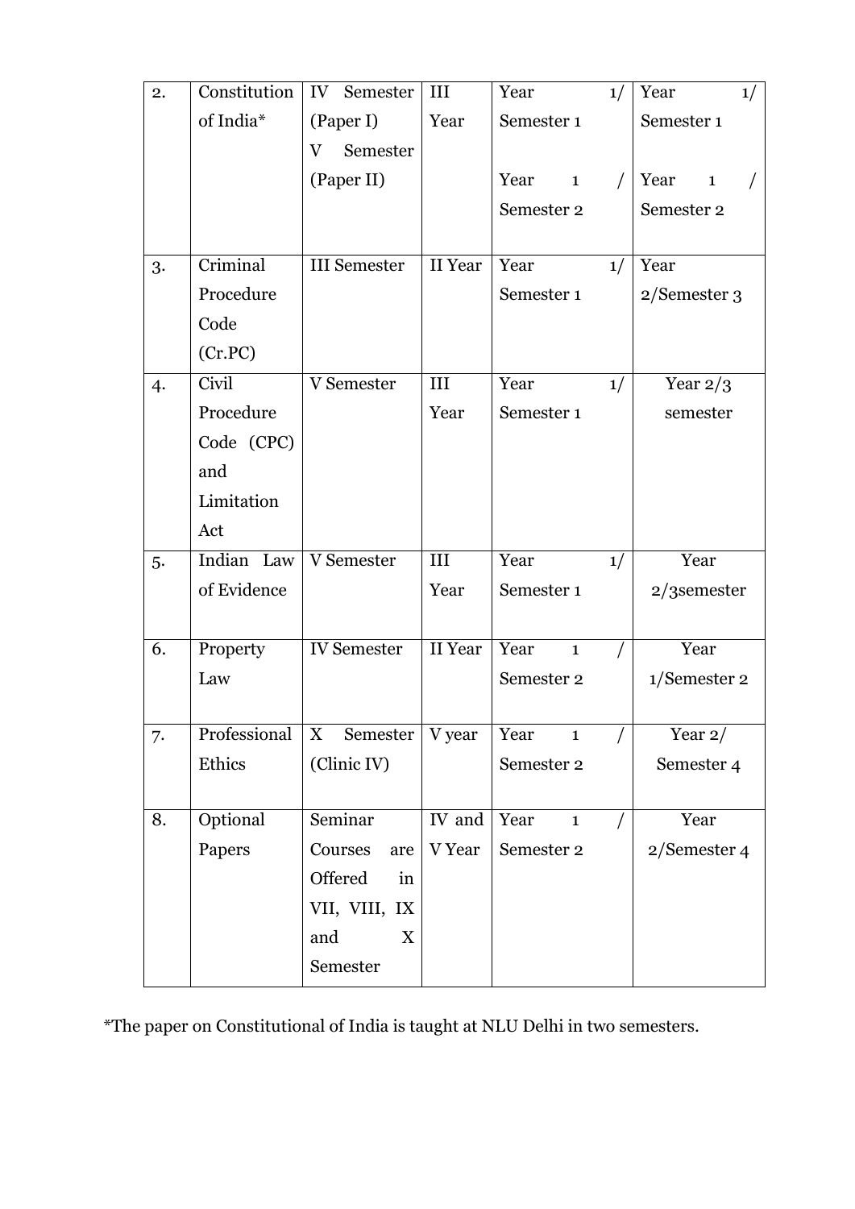| 2. | Constitution of India* | IV Semester (Paper I)<br>V Semester (Paper II) | III Year | Year 1/ Semester 1<br><br>Year 1 / Semester 2 | Year 1/ Semester 1<br><br>Year 1 / Semester 2 |
|---|---|---|---|---|---|
| 3. | Criminal Procedure Code (Cr.PC) | III Semester | II Year | Year 1/ Semester 1 | Year 2/Semester 3 |
| 4. | Civil Procedure Code (CPC) and Limitation Act | V Semester | III Year | Year 1/ Semester 1 | Year 2/3 semester |
| 5. | Indian Law of Evidence | V Semester | III Year | Year 1/ Semester 1 | Year 2/3semester |
| 6. | Property Law | IV Semester | II Year | Year 1 / Semester 2 | Year 1/Semester 2 |
| 7. | Professional Ethics | X Semester (Clinic IV) | V year | Year 1 / Semester 2 | Year 2/ Semester 4 |
| 8. | Optional Papers | Seminar Courses are Offered in VII, VIII, IX and X Semester | IV and V Year | Year 1 / Semester 2 | Year 2/Semester 4 |

*The paper on Constitutional of India is taught at NLU Delhi in two semesters.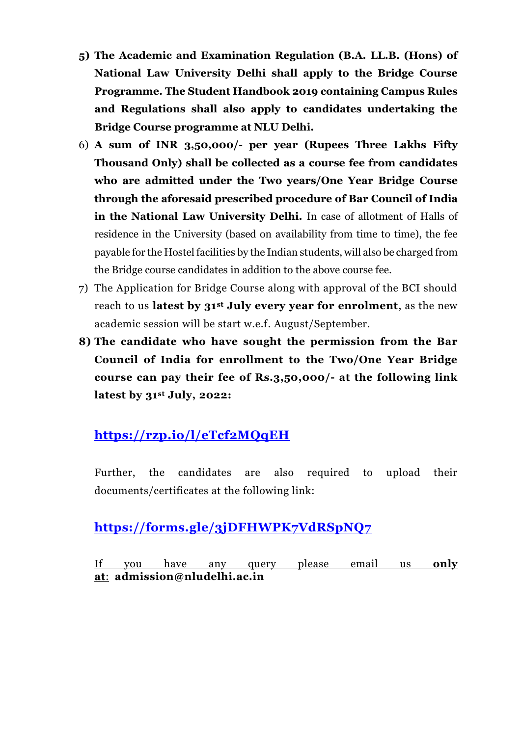5) **The Academic and Examination Regulation (B.A. LL.B. (Hons) of National Law University Delhi shall apply to the Bridge Course Programme. The Student Handbook 2019 containing Campus Rules and Regulations shall also apply to candidates undertaking the Bridge Course programme at NLU Delhi.**

6) **A sum of INR 3,50,000/- per year (Rupees Three Lakhs Fifty Thousand Only) shall be collected as a course fee from candidates who are admitted under the Two years/One Year Bridge Course through the aforesaid prescribed procedure of Bar Council of India in the National Law University Delhi.** In case of allotment of Halls of residence in the University (based on availability from time to time), the fee payable for the Hostel facilities by the Indian students, will also be charged from the Bridge course candidates in addition to the above course fee.

7) The Application for Bridge Course along with approval of the BCI should reach to us **latest by 31st July every year for enrolment**, as the new academic session will be start w.e.f. August/September.

8) **The candidate who have sought the permission from the Bar Council of India for enrollment to the Two/One Year Bridge course can pay their fee of Rs.3,50,000/- at the following link latest by 31st July, 2022:**

   **https://rzp.io/l/eTcf2MQqEH**

   Further, the candidates are also required to upload their documents/certificates at the following link:

   **https://forms.gle/3jDFHWPK7VdRSpNQ7**

   If you have any query please email us **only at**: **admission@nludelhi.ac.in**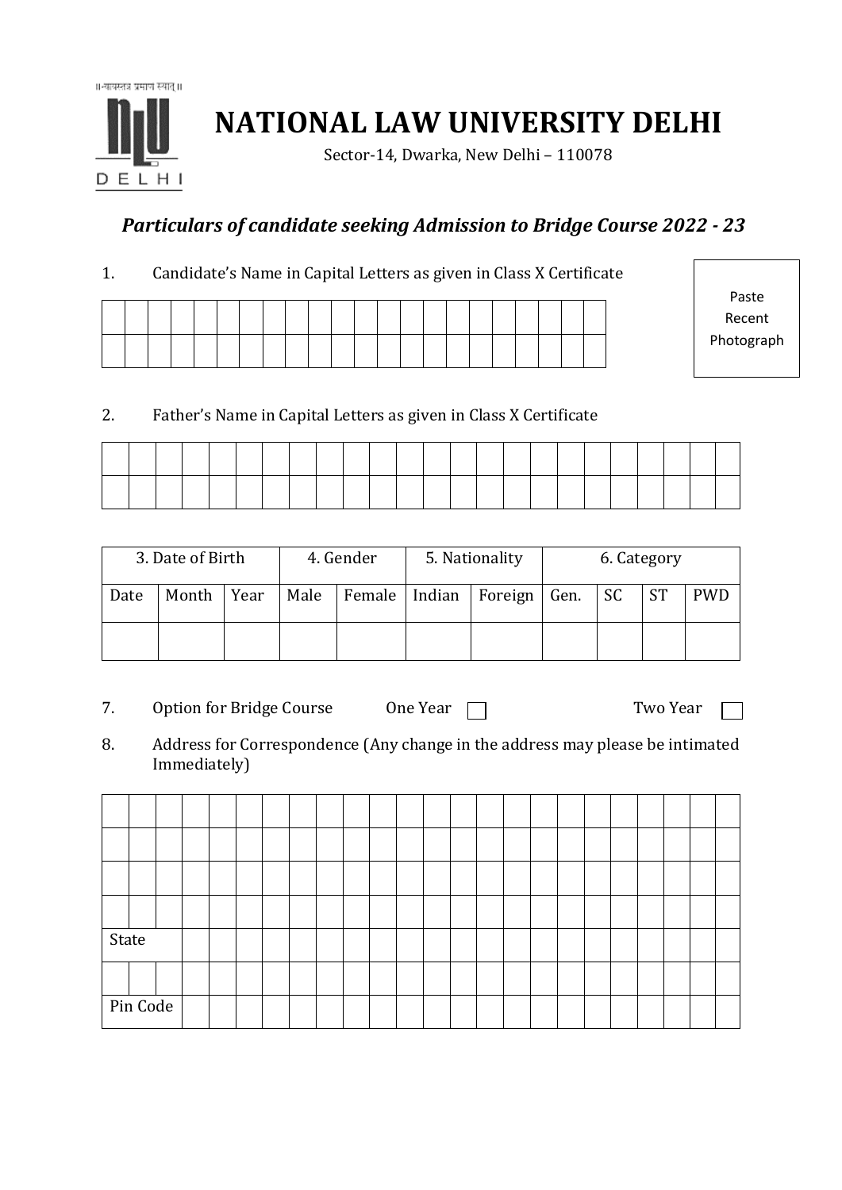॥ न्यायस्तत्र प्रमाणं स्यात् ॥

# NATIONAL LAW UNIVERSITY DELHI

Sector-14, Dwarka, New Delhi – 110078

## *Particulars of candidate seeking Admission to Bridge Course 2022 - 23*

1. Candidate's Name in Capital Letters as given in Class X Certificate

| | | | | | | | | | | | | | | | | | | | | | |
|---|---|---|---|---|---|---|---|---|---|---|---|---|---|---|---|---|---|---|---|---|---|
| | | | | | | | | | | | | | | | | | | | | | |

Paste Recent Photograph

2. Father's Name in Capital Letters as given in Class X Certificate

| | | | | | | | | | | | | | | | | | | | | | | | |
|---|---|---|---|---|---|---|---|---|---|---|---|---|---|---|---|---|---|---|---|---|---|---|---|
| | | | | | | | | | | | | | | | | | | | | | | | |

| 3. Date of Birth | | | 4. Gender | | 5. Nationality | | 6. Category | | | |
|---|---|---|---|---|---|---|---|---|---|---|
| Date | Month | Year | Male | Female | Indian | Foreign | Gen. | SC | ST | PWD |
| | | | | | | | | | | |

7. Option for Bridge Course One Year ☐ Two Year ☐

8. Address for Correspondence (Any change in the address may please be intimated Immediately)

| | | | | | | | | | | | | | | | | | | | | | | | |
|---|---|---|---|---|---|---|---|---|---|---|---|---|---|---|---|---|---|---|---|---|---|---|---|
| | | | | | | | | | | | | | | | | | | | | | | | |
| | | | | | | | | | | | | | | | | | | | | | | | |
| | | | | | | | | | | | | | | | | | | | | | | | |
| State | | | | | | | | | | | | | | | | | | | | | | | |
| | | | | | | | | | | | | | | | | | | | | | | | |
| Pin Code | | | | | | | | | | | | | | | | | | | | | | | |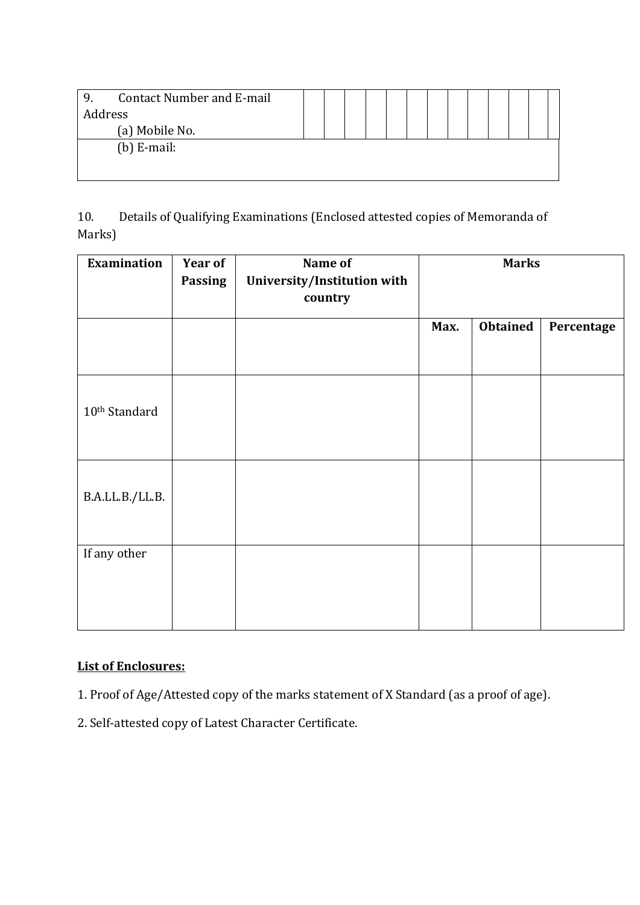| 9. Contact Number and E-mail Address (a) Mobile No. | | | | | | | | | | | | |
|---|---|---|---|---|---|---|---|---|---|---|---|---|
| (b) E-mail: | | | | | | | | | | | | |

10. Details of Qualifying Examinations (Enclosed attested copies of Memoranda of Marks)

| Examination | Year of Passing | Name of University/Institution with country | Marks | | |
|---|---|---|---|---|---|
| | | | **Max.** | **Obtained** | **Percentage** |
| 10th Standard | | | | | |
| B.A.LL.B./LL.B. | | | | | |
| If any other | | | | | |

**List of Enclosures:**

1. Proof of Age/Attested copy of the marks statement of X Standard (as a proof of age).

2. Self-attested copy of Latest Character Certificate.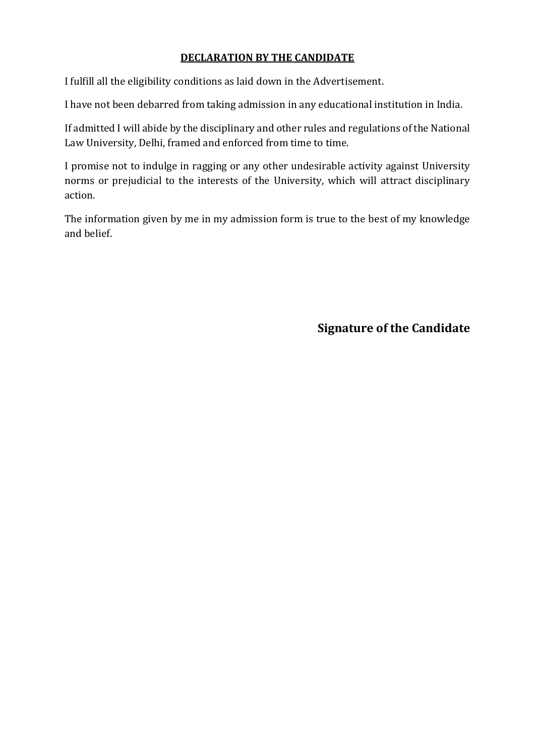## DECLARATION BY THE CANDIDATE

I fulfill all the eligibility conditions as laid down in the Advertisement.

I have not been debarred from taking admission in any educational institution in India.

If admitted I will abide by the disciplinary and other rules and regulations of the National Law University, Delhi, framed and enforced from time to time.

I promise not to indulge in ragging or any other undesirable activity against University norms or prejudicial to the interests of the University, which will attract disciplinary action.

The information given by me in my admission form is true to the best of my knowledge and belief.

**Signature of the Candidate**